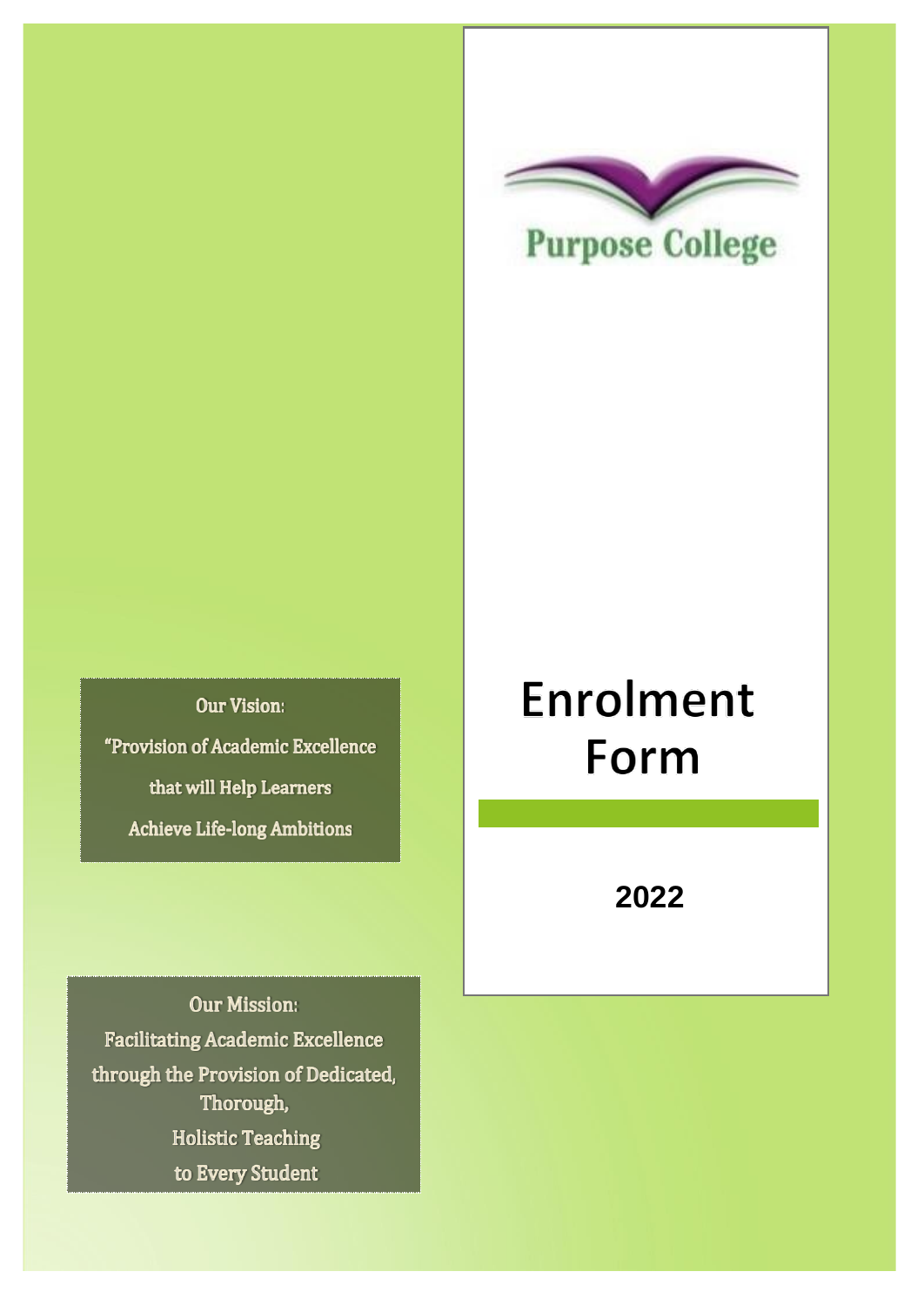Purpose College

# Enrolment Form

**2022**

Our Vision:

"Provision of Academic Excellence

that will Help Learners

Achieve Life-long Ambitions

Our Mission:

Facilitating Academic Excellence

through the Provision of Dedicated, Thorough,

Holistic Teaching

to Every Student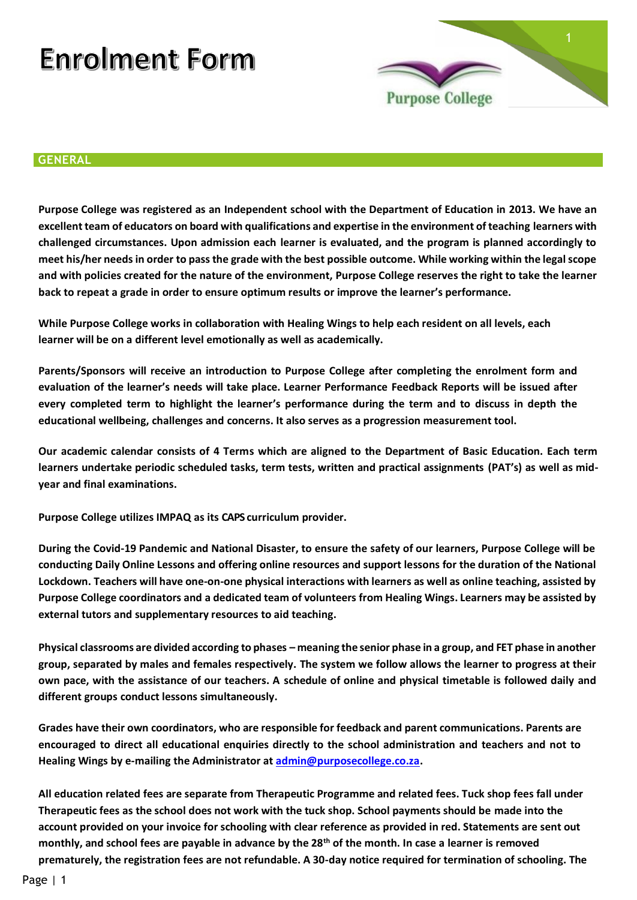# Enrolment Form

Purpose College

## GENERAL

**Purpose College was registered as an Independent school with the Department of Education in 2013. We have an excellent team of educators on board with qualifications and expertise in the environment of teaching learners with challenged circumstances. Upon admission each learner is evaluated, and the program is planned accordingly to meet his/her needs in order to pass the grade with the best possible outcome. While working within the legal scope and with policies created for the nature of the environment, Purpose College reserves the right to take the learner back to repeat a grade in order to ensure optimum results or improve the learner's performance.**

**While Purpose College works in collaboration with Healing Wings to help each resident on all levels, each learner will be on a different level emotionally as well as academically.**

**Parents/Sponsors will receive an introduction to Purpose College after completing the enrolment form and evaluation of the learner's needs will take place. Learner Performance Feedback Reports will be issued after every completed term to highlight the learner's performance during the term and to discuss in depth the educational wellbeing, challenges and concerns. It also serves as a progression measurement tool.**

**Our academic calendar consists of 4 Terms which are aligned to the Department of Basic Education. Each term learners undertake periodic scheduled tasks, term tests, written and practical assignments (PAT's) as well as mid-year and final examinations.**

**Purpose College utilizes IMPAQ as its CAPS curriculum provider.**

**During the Covid-19 Pandemic and National Disaster, to ensure the safety of our learners, Purpose College will be conducting Daily Online Lessons and offering online resources and support lessons for the duration of the National Lockdown. Teachers will have one-on-one physical interactions with learners as well as online teaching, assisted by Purpose College coordinators and a dedicated team of volunteers from Healing Wings. Learners may be assisted by external tutors and supplementary resources to aid teaching.**

**Physical classrooms are divided according to phases – meaning the senior phase in a group, and FET phase in another group, separated by males and females respectively. The system we follow allows the learner to progress at their own pace, with the assistance of our teachers. A schedule of online and physical timetable is followed daily and different groups conduct lessons simultaneously.**

**Grades have their own coordinators, who are responsible for feedback and parent communications. Parents are encouraged to direct all educational enquiries directly to the school administration and teachers and not to Healing Wings by e-mailing the Administrator at admin@purposecollege.co.za.**

**All education related fees are separate from Therapeutic Programme and related fees. Tuck shop fees fall under Therapeutic fees as the school does not work with the tuck shop. School payments should be made into the account provided on your invoice for schooling with clear reference as provided in red. Statements are sent out monthly, and school fees are payable in advance by the 28th of the month. In case a learner is removed prematurely, the registration fees are not refundable. A 30-day notice required for termination of schooling. The**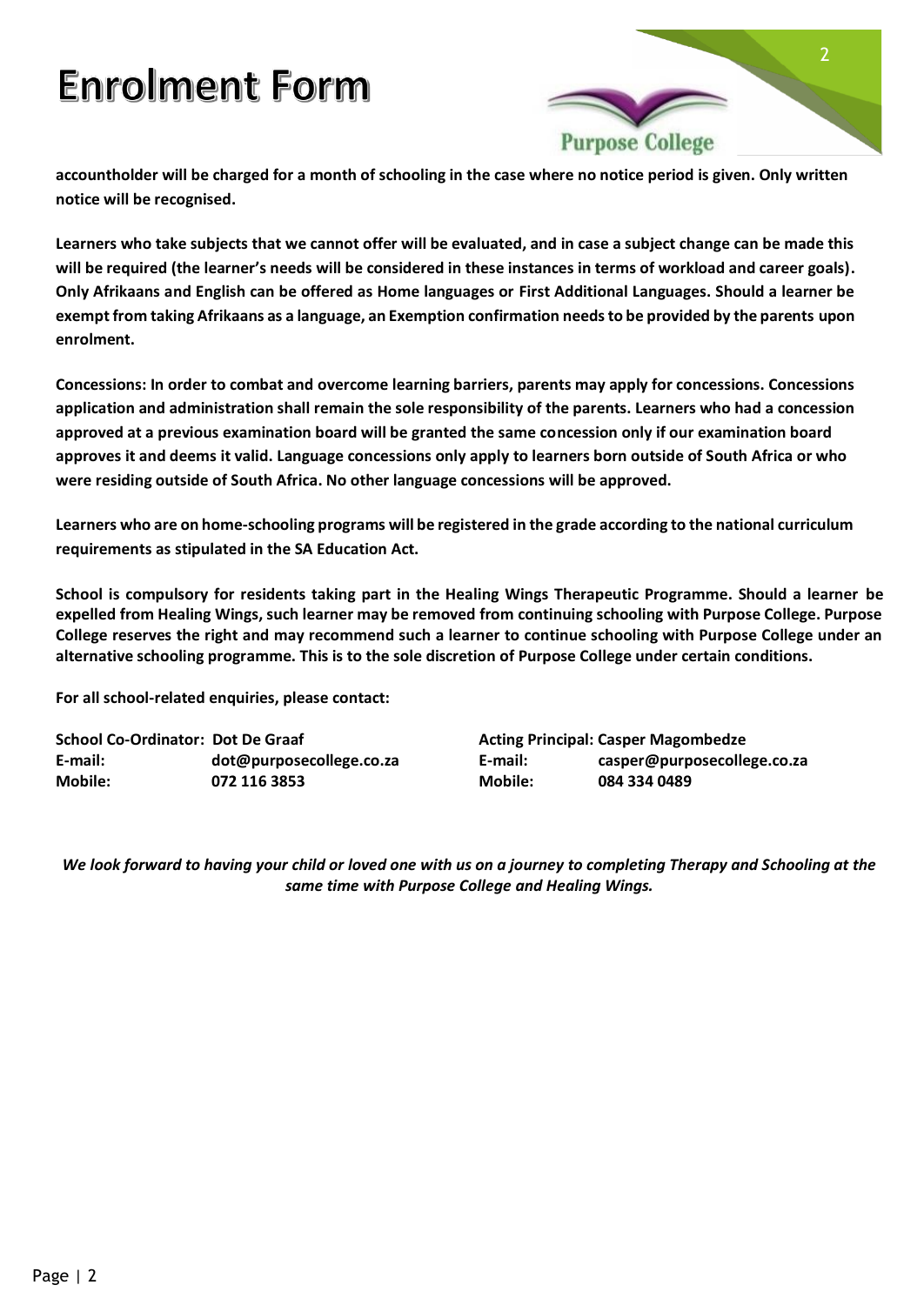# Enrolment Form

**accountholder will be charged for a month of schooling in the case where no notice period is given. Only written notice will be recognised.**

**Learners who take subjects that we cannot offer will be evaluated, and in case a subject change can be made this will be required (the learner's needs will be considered in these instances in terms of workload and career goals). Only Afrikaans and English can be offered as Home languages or First Additional Languages. Should a learner be exempt from taking Afrikaans as a language, an Exemption confirmation needs to be provided by the parents upon enrolment.**

**Concessions: In order to combat and overcome learning barriers, parents may apply for concessions. Concessions application and administration shall remain the sole responsibility of the parents. Learners who had a concession approved at a previous examination board will be granted the same concession only if our examination board approves it and deems it valid. Language concessions only apply to learners born outside of South Africa or who were residing outside of South Africa. No other language concessions will be approved.**

**Learners who are on home-schooling programs will be registered in the grade according to the national curriculum requirements as stipulated in the SA Education Act.**

**School is compulsory for residents taking part in the Healing Wings Therapeutic Programme. Should a learner be expelled from Healing Wings, such learner may be removed from continuing schooling with Purpose College. Purpose College reserves the right and may recommend such a learner to continue schooling with Purpose College under an alternative schooling programme. This is to the sole discretion of Purpose College under certain conditions.**

**For all school-related enquiries, please contact:**

**School Co-Ordinator: Dot De Graaf**
**E-mail: dot@purposecollege.co.za**
**Mobile: 072 116 3853**

**Acting Principal: Casper Magombedze**
**E-mail: casper@purposecollege.co.za**
**Mobile: 084 334 0489**

***We look forward to having your child or loved one with us on a journey to completing Therapy and Schooling at the same time with Purpose College and Healing Wings.***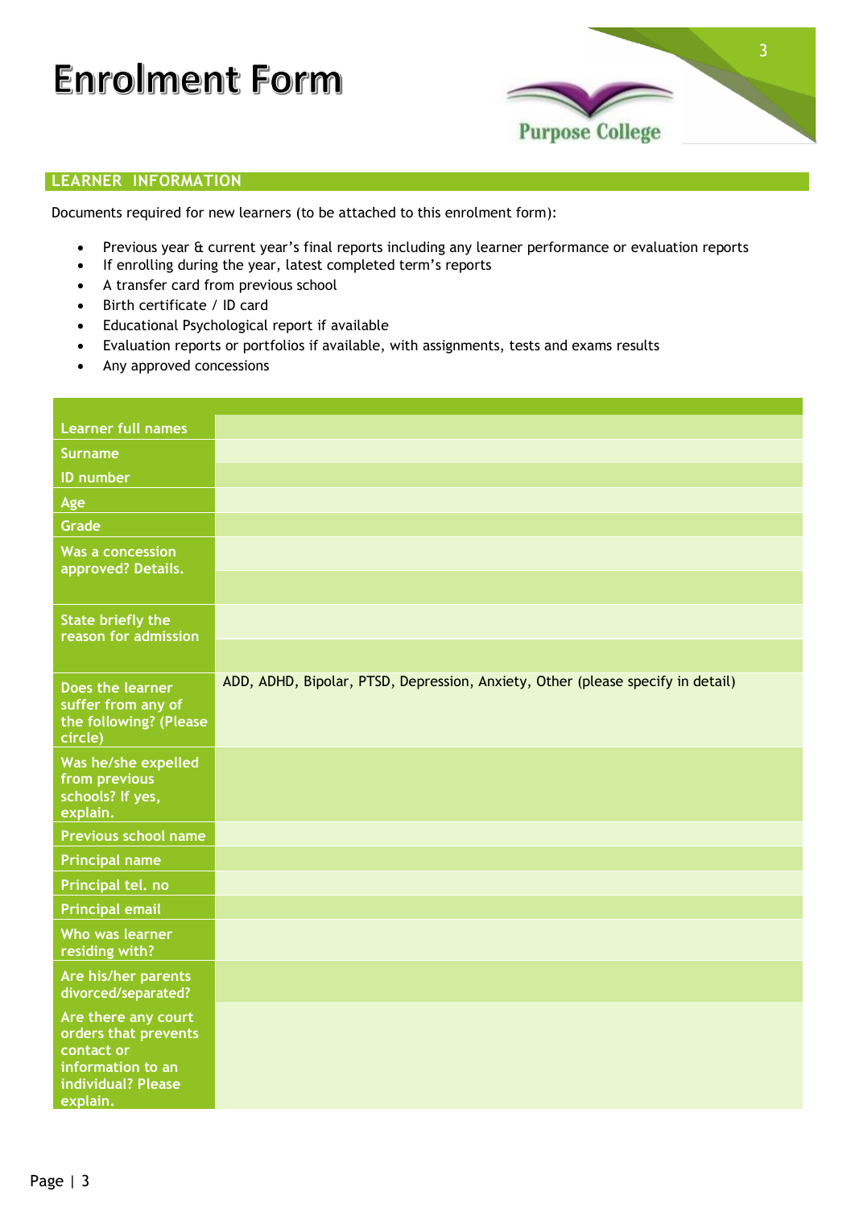# Enrolment Form

Purpose College

## LEARNER INFORMATION

Documents required for new learners (to be attached to this enrolment form):

- Previous year & current year's final reports including any learner performance or evaluation reports
- If enrolling during the year, latest completed term's reports
- A transfer card from previous school
- Birth certificate / ID card
- Educational Psychological report if available
- Evaluation reports or portfolios if available, with assignments, tests and exams results
- Any approved concessions

| | |
|---|---|
| Learner full names | |
| Surname | |
| ID number | |
| Age | |
| Grade | |
| Was a concession approved? Details. | |
| State briefly the reason for admission | |
| Does the learner suffer from any of the following? (Please circle) | ADD, ADHD, Bipolar, PTSD, Depression, Anxiety, Other (please specify in detail) |
| Was he/she expelled from previous schools? If yes, explain. | |
| Previous school name | |
| Principal name | |
| Principal tel. no | |
| Principal email | |
| Who was learner residing with? | |
| Are his/her parents divorced/separated? | |
| Are there any court orders that prevents contact or information to an individual? Please explain. | |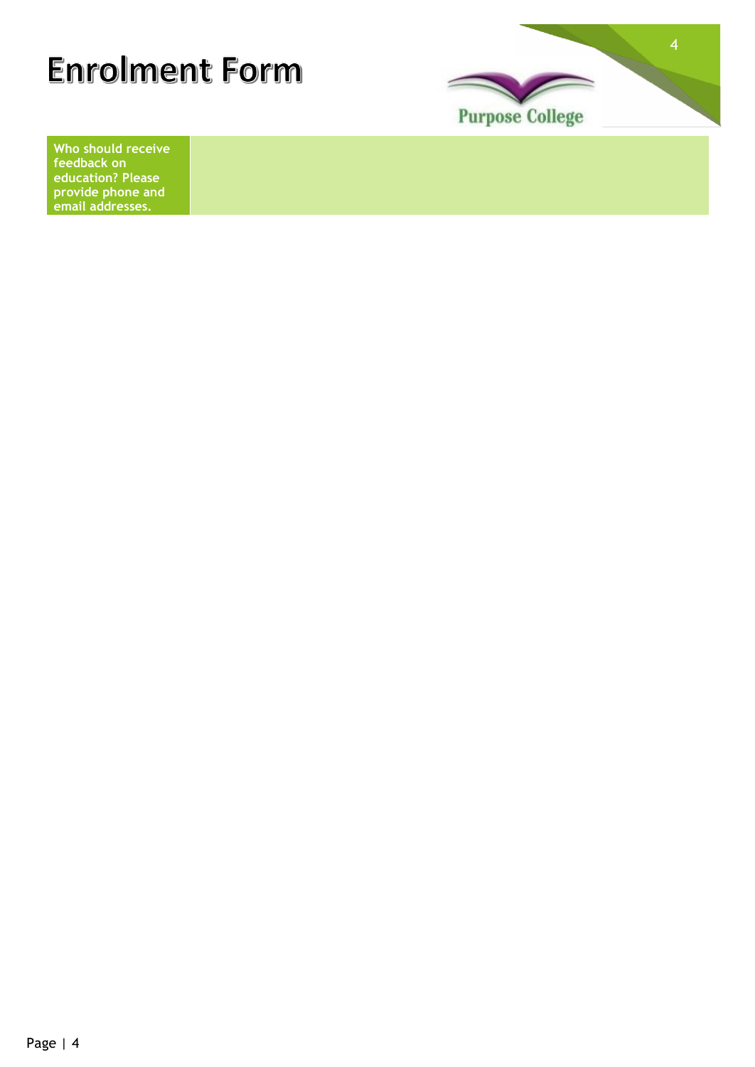# Enrolment Form

| Who should receive feedback on education? Please provide phone and email addresses. | |
|---|---|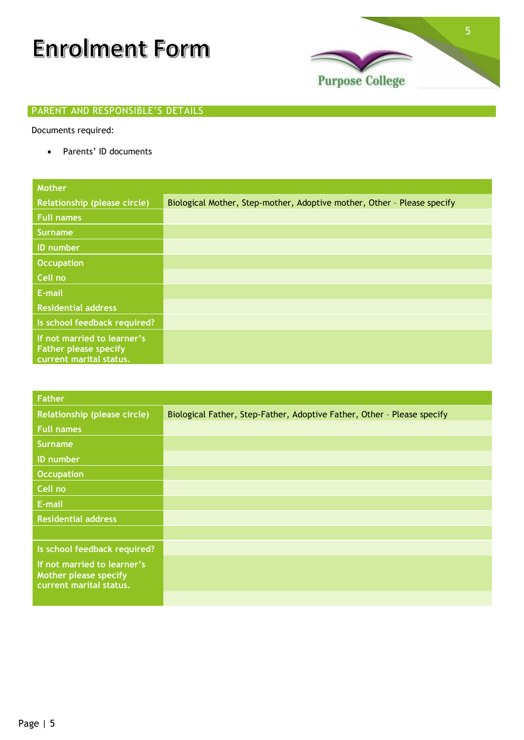# Enrolment Form

Purpose College

## PARENT AND RESPONSIBLE'S DETAILS

Documents required:

- Parents' ID documents

| Mother | |
|---|---|
| Relationship (please circle) | Biological Mother, Step-mother, Adoptive mother, Other – Please specify |
| Full names | |
| Surname | |
| ID number | |
| Occupation | |
| Cell no | |
| E-mail | |
| Residential address | |
| Is school feedback required? | |
| If not married to learner's Father please specify current marital status. | |

| Father | |
|---|---|
| Relationship (please circle) | Biological Father, Step-Father, Adoptive Father, Other – Please specify |
| Full names | |
| Surname | |
| ID number | |
| Occupation | |
| Cell no | |
| E-mail | |
| Residential address | |
| | |
| Is school feedback required? | |
| If not married to learner's Mother please specify current marital status. | |
| | |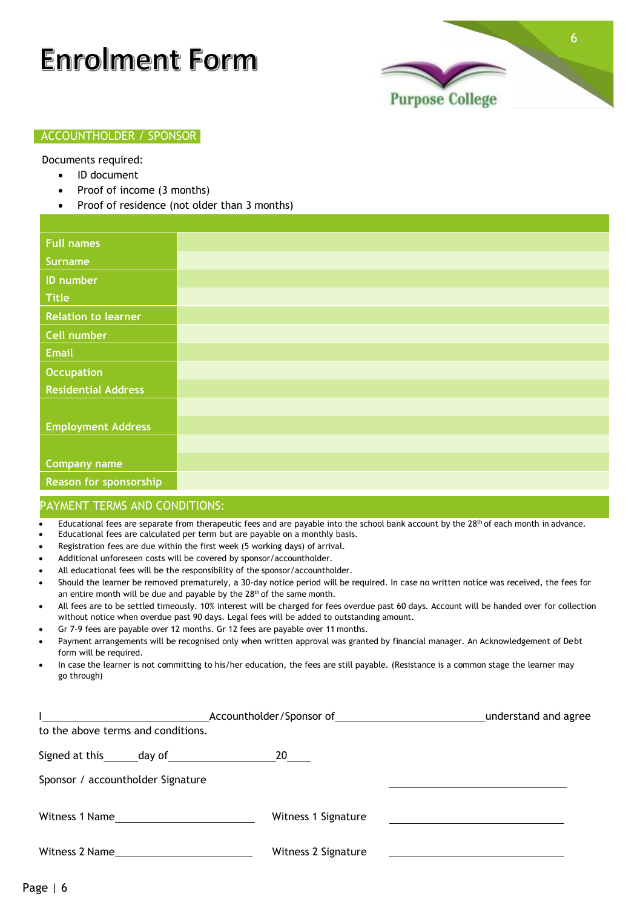# Enrolment Form

Purpose College

## ACCOUNTHOLDER / SPONSOR

Documents required:

- ID document
- Proof of income (3 months)
- Proof of residence (not older than 3 months)

| | |
|---|---|
| Full names | |
| Surname | |
| ID number | |
| Title | |
| Relation to learner | |
| Cell number | |
| Email | |
| Occupation | |
| Residential Address | |
| | |
| Employment Address | |
| | |
| Company name | |
| Reason for sponsorship | |

## PAYMENT TERMS AND CONDITIONS:

- Educational fees are separate from therapeutic fees and are payable into the school bank account by the 28th of each month in advance.
- Educational fees are calculated per term but are payable on a monthly basis.
- Registration fees are due within the first week (5 working days) of arrival.
- Additional unforeseen costs will be covered by sponsor/accountholder.
- All educational fees will be the responsibility of the sponsor/accountholder.
- Should the learner be removed prematurely, a 30-day notice period will be required. In case no written notice was received, the fees for an entire month will be due and payable by the 28th of the same month.
- All fees are to be settled timeously. 10% interest will be charged for fees overdue past 60 days. Account will be handed over for collection without notice when overdue past 90 days. Legal fees will be added to outstanding amount.
- Gr 7-9 fees are payable over 12 months. Gr 12 fees are payable over 11 months.
- Payment arrangements will be recognised only when written approval was granted by financial manager. An Acknowledgement of Debt form will be required.
- In case the learner is not committing to his/her education, the fees are still payable. (Resistance is a common stage the learner may go through)

I ______________________ Accountholder/Sponsor of ______________________ understand and agree to the above terms and conditions.

Signed at this ______ day of ______________ 20____

Sponsor / accountholder Signature ______________________

Witness 1 Name ______________________ Witness 1 Signature ______________________

Witness 2 Name ______________________ Witness 2 Signature ______________________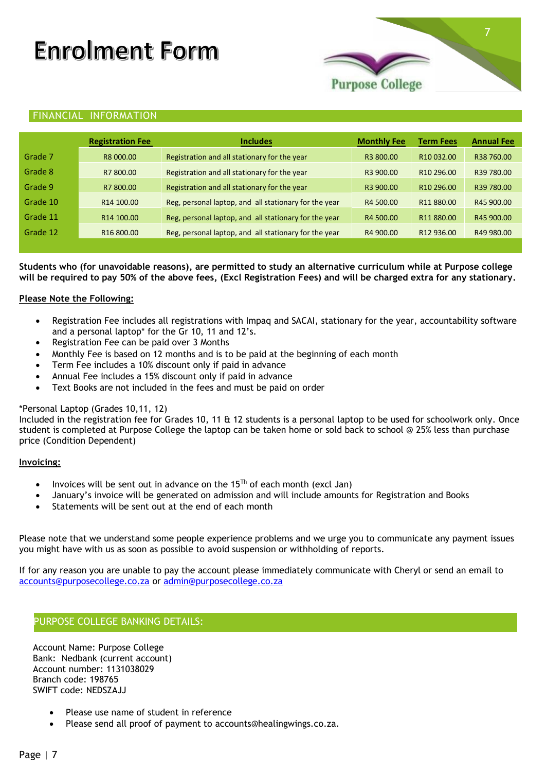# Enrolment Form

Purpose College

## FINANCIAL INFORMATION

| | Registration Fee | Includes | Monthly Fee | Term Fees | Annual Fee |
|---|---|---|---|---|---|
| Grade 7 | R8 000.00 | Registration and all stationary for the year | R3 800.00 | R10 032.00 | R38 760.00 |
| Grade 8 | R7 800.00 | Registration and all stationary for the year | R3 900.00 | R10 296.00 | R39 780.00 |
| Grade 9 | R7 800.00 | Registration and all stationary for the year | R3 900.00 | R10 296.00 | R39 780.00 |
| Grade 10 | R14 100.00 | Reg, personal laptop, and all stationary for the year | R4 500.00 | R11 880.00 | R45 900.00 |
| Grade 11 | R14 100.00 | Reg, personal laptop, and all stationary for the year | R4 500.00 | R11 880.00 | R45 900.00 |
| Grade 12 | R16 800.00 | Reg, personal laptop, and all stationary for the year | R4 900.00 | R12 936.00 | R49 980.00 |

**Students who (for unavoidable reasons), are permitted to study an alternative curriculum while at Purpose college will be required to pay 50% of the above fees, (Excl Registration Fees) and will be charged extra for any stationary.**

**Please Note the Following:**

- Registration Fee includes all registrations with Impaq and SACAI, stationary for the year, accountability software and a personal laptop* for the Gr 10, 11 and 12's.
- Registration Fee can be paid over 3 Months
- Monthly Fee is based on 12 months and is to be paid at the beginning of each month
- Term Fee includes a 10% discount only if paid in advance
- Annual Fee includes a 15% discount only if paid in advance
- Text Books are not included in the fees and must be paid on order

*Personal Laptop (Grades 10,11, 12)
Included in the registration fee for Grades 10, 11 & 12 students is a personal laptop to be used for schoolwork only. Once student is completed at Purpose College the laptop can be taken home or sold back to school @ 25% less than purchase price (Condition Dependent)

**Invoicing:**

- Invoices will be sent out in advance on the 15th of each month (excl Jan)
- January's invoice will be generated on admission and will include amounts for Registration and Books
- Statements will be sent out at the end of each month

Please note that we understand some people experience problems and we urge you to communicate any payment issues you might have with us as soon as possible to avoid suspension or withholding of reports.

If for any reason you are unable to pay the account please immediately communicate with Cheryl or send an email to accounts@purposecollege.co.za or admin@purposecollege.co.za

## PURPOSE COLLEGE BANKING DETAILS:

Account Name: Purpose College
Bank: Nedbank (current account)
Account number: 1131038029
Branch code: 198765
SWIFT code: NEDSZAJJ

- Please use name of student in reference
- Please send all proof of payment to accounts@healingwings.co.za.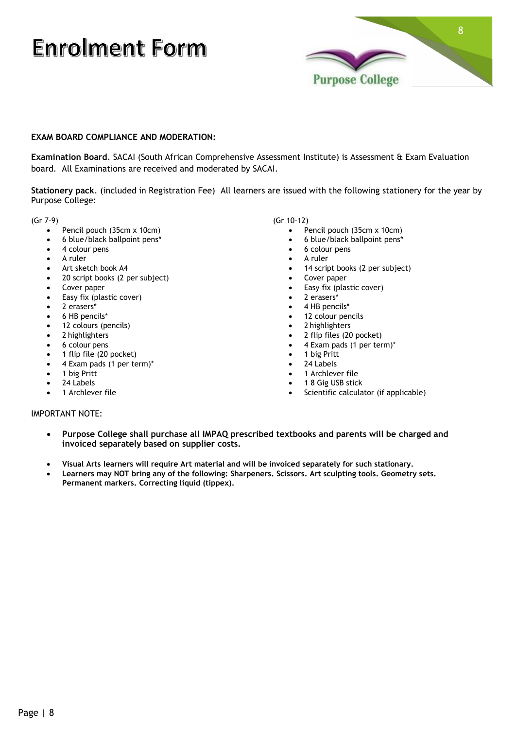# Enrolment Form

Purpose College

**EXAM BOARD COMPLIANCE AND MODERATION:**

**Examination Board**. SACAI (South African Comprehensive Assessment Institute) is Assessment & Exam Evaluation board. All Examinations are received and moderated by SACAI.

**Stationery pack**. (included in Registration Fee) All learners are issued with the following stationery for the year by Purpose College:

(Gr 7-9)

- Pencil pouch (35cm x 10cm)
- 6 blue/black ballpoint pens*
- 4 colour pens
- A ruler
- Art sketch book A4
- 20 script books (2 per subject)
- Cover paper
- Easy fix (plastic cover)
- 2 erasers*
- 6 HB pencils*
- 12 colours (pencils)
- 2 highlighters
- 6 colour pens
- 1 flip file (20 pocket)
- 4 Exam pads (1 per term)*
- 1 big Pritt
- 24 Labels
- 1 Archlever file

(Gr 10-12)

- Pencil pouch (35cm x 10cm)
- 6 blue/black ballpoint pens*
- 6 colour pens
- A ruler
- 14 script books (2 per subject)
- Cover paper
- Easy fix (plastic cover)
- 2 erasers*
- 4 HB pencils*
- 12 colour pencils
- 2 highlighters
- 2 flip files (20 pocket)
- 4 Exam pads (1 per term)*
- 1 big Pritt
- 24 Labels
- 1 Archlever file
- 1 8 Gig USB stick
- Scientific calculator (if applicable)

IMPORTANT NOTE:

- **Purpose College shall purchase all IMPAQ prescribed textbooks and parents will be charged and invoiced separately based on supplier costs.**
- **Visual Arts learners will require Art material and will be invoiced separately for such stationary.**
- **Learners may NOT bring any of the following: Sharpeners. Scissors. Art sculpting tools. Geometry sets. Permanent markers. Correcting liquid (tippex).**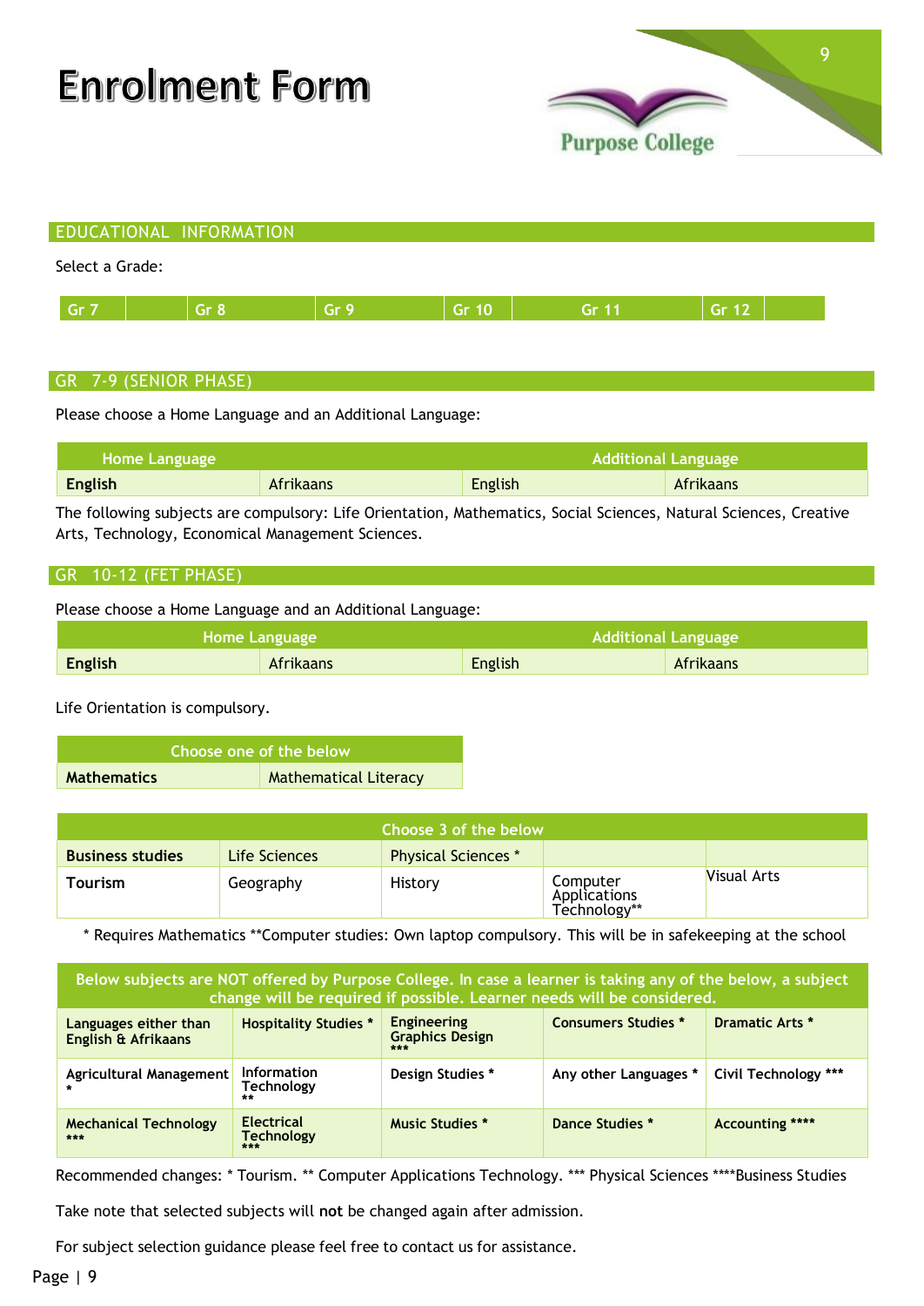# Enrolment Form

Purpose College

## EDUCATIONAL INFORMATION

Select a Grade:

| Gr 7 | | Gr 8 | Gr 9 | Gr 10 | Gr 11 | Gr 12 | |
|---|---|---|---|---|---|---|---|

## GR 7-9 (SENIOR PHASE)

Please choose a Home Language and an Additional Language:

| Home Language | | Additional Language | |
|---|---|---|---|
| **English** | Afrikaans | English | Afrikaans |

The following subjects are compulsory: Life Orientation, Mathematics, Social Sciences, Natural Sciences, Creative Arts, Technology, Economical Management Sciences.

## GR 10-12 (FET PHASE)

Please choose a Home Language and an Additional Language:

| Home Language | | Additional Language | |
|---|---|---|---|
| **English** | Afrikaans | English | Afrikaans |

Life Orientation is compulsory.

| Choose one of the below | |
|---|---|
| **Mathematics** | Mathematical Literacy |

| Choose 3 of the below | | | | |
|---|---|---|---|---|
| **Business studies** | Life Sciences | Physical Sciences * | | |
| **Tourism** | Geography | History | Computer Applications Technology** | Visual Arts |

* Requires Mathematics **Computer studies: Own laptop compulsory. This will be in safekeeping at the school

| Below subjects are NOT offered by Purpose College. In case a learner is taking any of the below, a subject change will be required if possible. Learner needs will be considered. | | | | |
|---|---|---|---|---|
| Languages either than English & Afrikaans | Hospitality Studies * | Engineering Graphics Design *** | Consumers Studies * | Dramatic Arts * |
| Agricultural Management * | Information Technology ** | Design Studies * | Any other Languages * | Civil Technology *** |
| Mechanical Technology *** | Electrical Technology *** | Music Studies * | Dance Studies * | Accounting **** |

Recommended changes: * Tourism. ** Computer Applications Technology. *** Physical Sciences ****Business Studies

Take note that selected subjects will **not** be changed again after admission.

For subject selection guidance please feel free to contact us for assistance.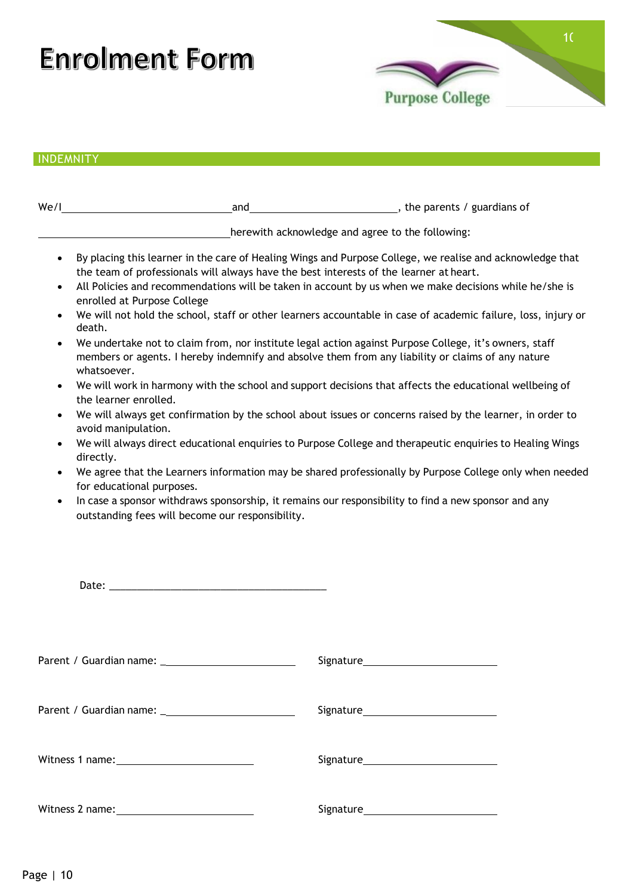# Enrolment Form

Purpose College

## INDEMNITY

We/I ______________________________ and ____________________________, the parents / guardians of

____________________________________ herewith acknowledge and agree to the following:

- By placing this learner in the care of Healing Wings and Purpose College, we realise and acknowledge that the team of professionals will always have the best interests of the learner at heart.
- All Policies and recommendations will be taken in account by us when we make decisions while he/she is enrolled at Purpose College
- We will not hold the school, staff or other learners accountable in case of academic failure, loss, injury or death.
- We undertake not to claim from, nor institute legal action against Purpose College, it's owners, staff members or agents. I hereby indemnify and absolve them from any liability or claims of any nature whatsoever.
- We will work in harmony with the school and support decisions that affects the educational wellbeing of the learner enrolled.
- We will always get confirmation by the school about issues or concerns raised by the learner, in order to avoid manipulation.
- We will always direct educational enquiries to Purpose College and therapeutic enquiries to Healing Wings directly.
- We agree that the Learners information may be shared professionally by Purpose College only when needed for educational purposes.
- In case a sponsor withdraws sponsorship, it remains our responsibility to find a new sponsor and any outstanding fees will become our responsibility.

Date: ________________________________________

Parent / Guardian name: _________________________ Signature_________________________

Parent / Guardian name: _________________________ Signature_________________________

Witness 1 name: _________________________ Signature_________________________

Witness 2 name: _________________________ Signature_________________________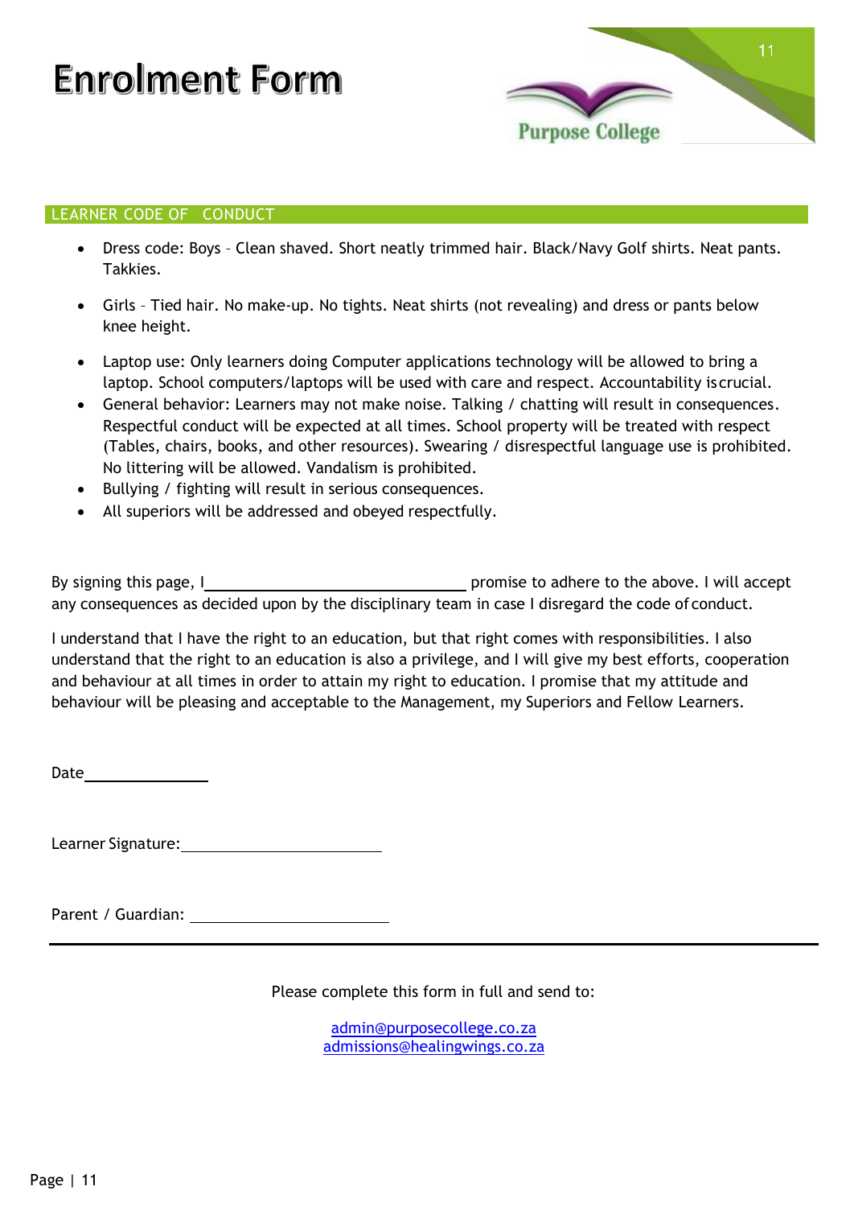# Enrolment Form

Purpose College

## LEARNER CODE OF CONDUCT

- Dress code: Boys – Clean shaved. Short neatly trimmed hair. Black/Navy Golf shirts. Neat pants. Takkies.
- Girls – Tied hair. No make-up. No tights. Neat shirts (not revealing) and dress or pants below knee height.
- Laptop use: Only learners doing Computer applications technology will be allowed to bring a laptop. School computers/laptops will be used with care and respect. Accountability is crucial.
- General behavior: Learners may not make noise. Talking / chatting will result in consequences. Respectful conduct will be expected at all times. School property will be treated with respect (Tables, chairs, books, and other resources). Swearing / disrespectful language use is prohibited. No littering will be allowed. Vandalism is prohibited.
- Bullying / fighting will result in serious consequences.
- All superiors will be addressed and obeyed respectfully.

By signing this page, I ______________________________ promise to adhere to the above. I will accept any consequences as decided upon by the disciplinary team in case I disregard the code of conduct.

I understand that I have the right to an education, but that right comes with responsibilities. I also understand that the right to an education is also a privilege, and I will give my best efforts, cooperation and behaviour at all times in order to attain my right to education. I promise that my attitude and behaviour will be pleasing and acceptable to the Management, my Superiors and Fellow Learners.

Date ______________

Learner Signature: ______________________

Parent / Guardian: ______________________

---

Please complete this form in full and send to:

admin@purposecollege.co.za
admissions@healingwings.co.za